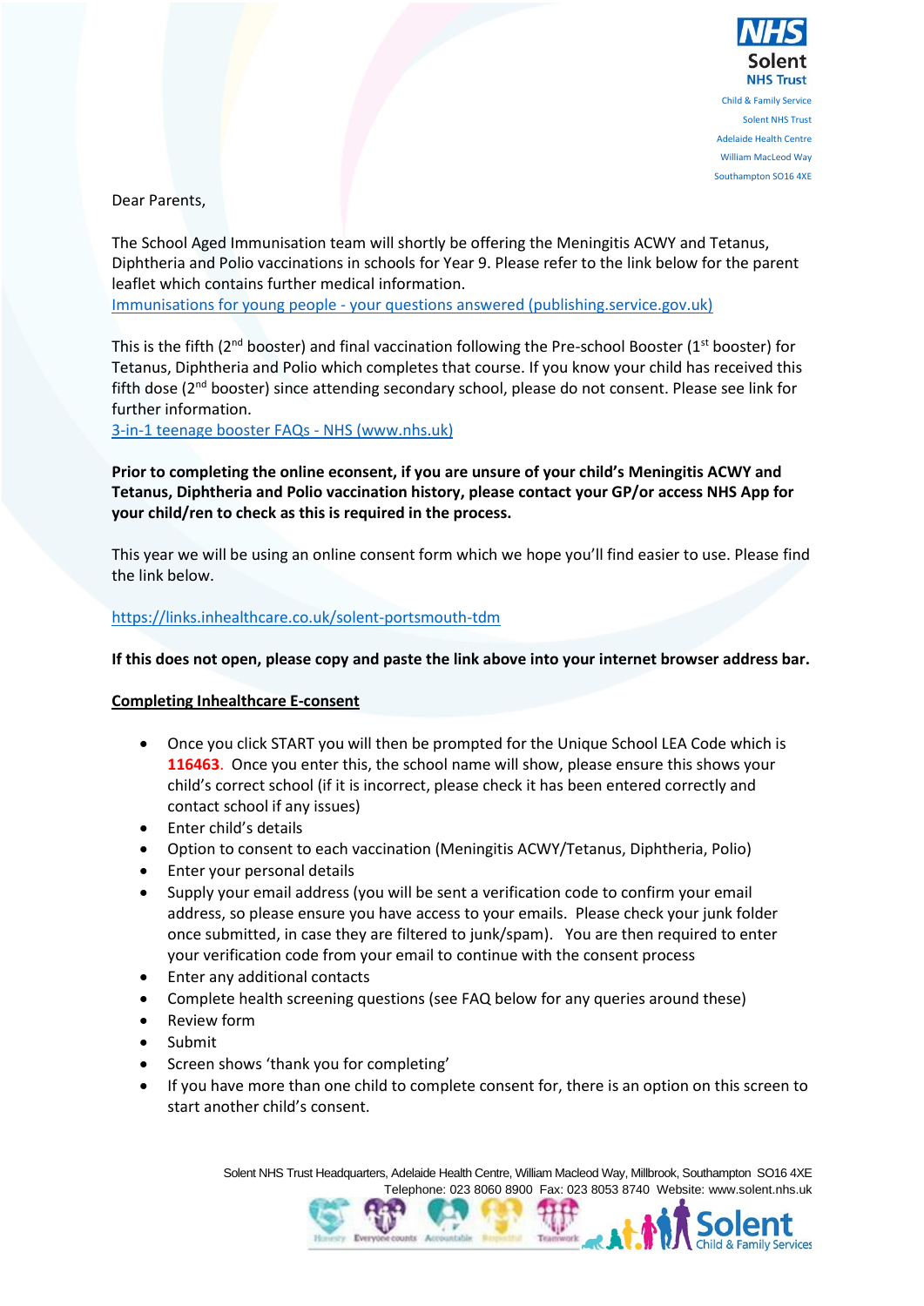NHS Solent NHS Trust
Child & Family Service
Solent NHS Trust
Adelaide Health Centre
William MacLeod Way
Southampton SO16 4XE

Dear Parents,

The School Aged Immunisation team will shortly be offering the Meningitis ACWY and Tetanus, Diphtheria and Polio vaccinations in schools for Year 9. Please refer to the link below for the parent leaflet which contains further medical information.
[Immunisations for young people - your questions answered (publishing.service.gov.uk)]

This is the fifth (2nd booster) and final vaccination following the Pre-school Booster (1st booster) for Tetanus, Diphtheria and Polio which completes that course. If you know your child has received this fifth dose (2nd booster) since attending secondary school, please do not consent. Please see link for further information.
[3-in-1 teenage booster FAQs - NHS (www.nhs.uk)]

**Prior to completing the online econsent, if you are unsure of your child's Meningitis ACWY and Tetanus, Diphtheria and Polio vaccination history, please contact your GP/or access NHS App for your child/ren to check as this is required in the process.**

This year we will be using an online consent form which we hope you'll find easier to use. Please find the link below.

https://links.inhealthcare.co.uk/solent-portsmouth-tdm

**If this does not open, please copy and paste the link above into your internet browser address bar.**

**Completing Inhealthcare E-consent**

- Once you click START you will then be prompted for the Unique School LEA Code which is **116463**. Once you enter this, the school name will show, please ensure this shows your child's correct school (if it is incorrect, please check it has been entered correctly and contact school if any issues)
- Enter child's details
- Option to consent to each vaccination (Meningitis ACWY/Tetanus, Diphtheria, Polio)
- Enter your personal details
- Supply your email address (you will be sent a verification code to confirm your email address, so please ensure you have access to your emails. Please check your junk folder once submitted, in case they are filtered to junk/spam). You are then required to enter your verification code from your email to continue with the consent process
- Enter any additional contacts
- Complete health screening questions (see FAQ below for any queries around these)
- Review form
- Submit
- Screen shows 'thank you for completing'
- If you have more than one child to complete consent for, there is an option on this screen to start another child's consent.

Solent NHS Trust Headquarters, Adelaide Health Centre, William Macleod Way, Millbrook, Southampton SO16 4XE
Telephone: 023 8060 8900 Fax: 023 8053 8740 Website: www.solent.nhs.uk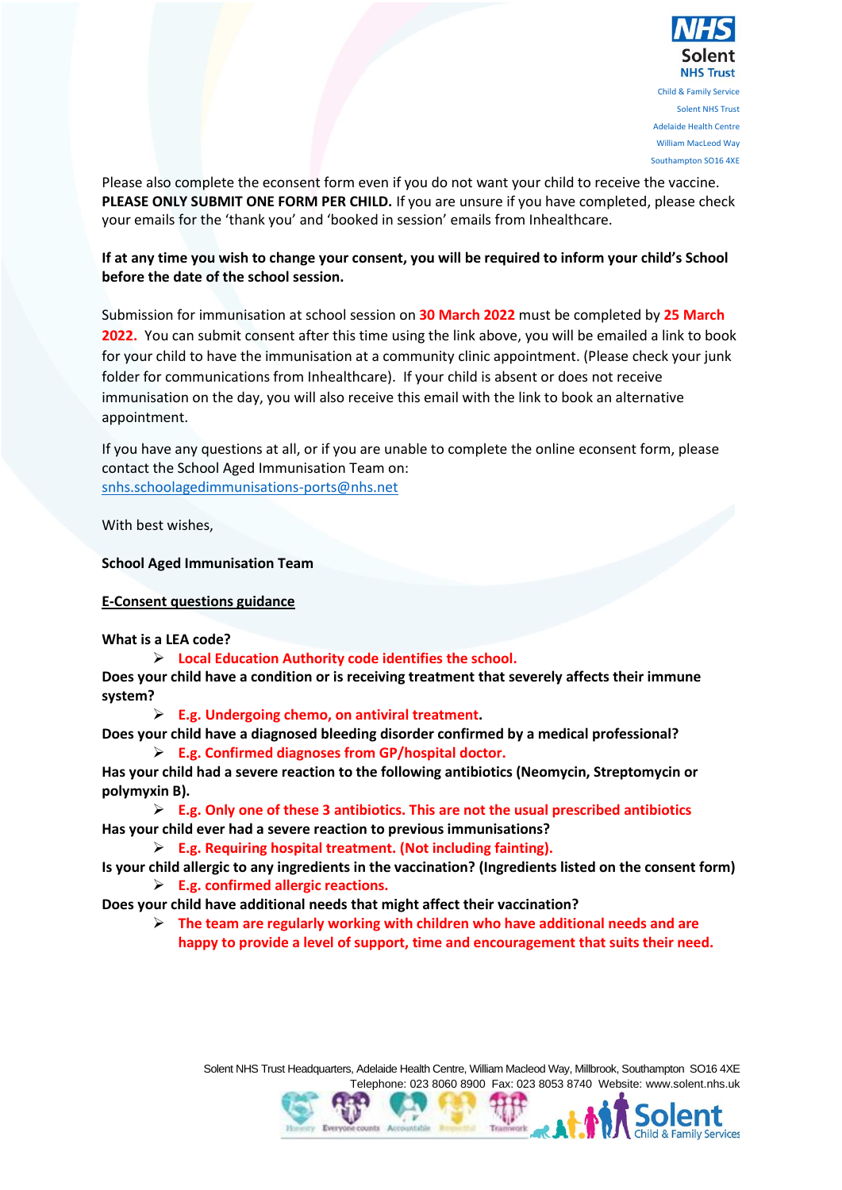Child & Family Service
Solent NHS Trust
Adelaide Health Centre
William MacLeod Way
Southampton SO16 4XE

Please also complete the econsent form even if you do not want your child to receive the vaccine. **PLEASE ONLY SUBMIT ONE FORM PER CHILD.** If you are unsure if you have completed, please check your emails for the 'thank you' and 'booked in session' emails from Inhealthcare.

**If at any time you wish to change your consent, you will be required to inform your child's School before the date of the school session.**

Submission for immunisation at school session on **30 March 2022** must be completed by **25 March 2022.** You can submit consent after this time using the link above, you will be emailed a link to book for your child to have the immunisation at a community clinic appointment. (Please check your junk folder for communications from Inhealthcare). If your child is absent or does not receive immunisation on the day, you will also receive this email with the link to book an alternative appointment.

If you have any questions at all, or if you are unable to complete the online econsent form, please contact the School Aged Immunisation Team on: snhs.schoolagedimmunisations-ports@nhs.net

With best wishes,

**School Aged Immunisation Team**

**E-Consent questions guidance**

**What is a LEA code?**

- **Local Education Authority code identifies the school.**

**Does your child have a condition or is receiving treatment that severely affects their immune system?**

- **E.g. Undergoing chemo, on antiviral treatment.**

**Does your child have a diagnosed bleeding disorder confirmed by a medical professional?**

- **E.g. Confirmed diagnoses from GP/hospital doctor.**

**Has your child had a severe reaction to the following antibiotics (Neomycin, Streptomycin or polymyxin B).**

- **E.g. Only one of these 3 antibiotics. This are not the usual prescribed antibiotics**

**Has your child ever had a severe reaction to previous immunisations?**

- **E.g. Requiring hospital treatment. (Not including fainting).**

**Is your child allergic to any ingredients in the vaccination? (Ingredients listed on the consent form)**

- **E.g. confirmed allergic reactions.**

**Does your child have additional needs that might affect their vaccination?**

- **The team are regularly working with children who have additional needs and are happy to provide a level of support, time and encouragement that suits their need.**

Solent NHS Trust Headquarters, Adelaide Health Centre, William Macleod Way, Millbrook, Southampton SO16 4XE
Telephone: 023 8060 8900 Fax: 023 8053 8740 Website: www.solent.nhs.uk